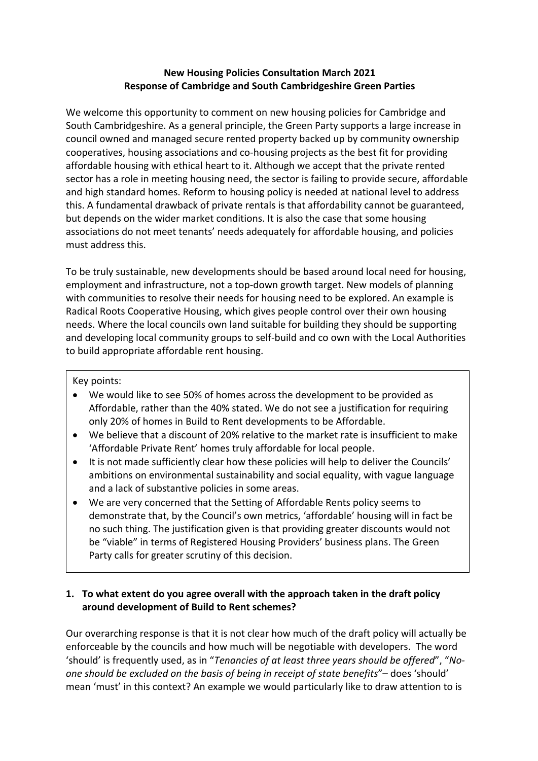**New Housing Policies Consultation March 2021**
**Response of Cambridge and South Cambridgeshire Green Parties**

We welcome this opportunity to comment on new housing policies for Cambridge and South Cambridgeshire. As a general principle, the Green Party supports a large increase in council owned and managed secure rented property backed up by community ownership cooperatives, housing associations and co-housing projects as the best fit for providing affordable housing with ethical heart to it. Although we accept that the private rented sector has a role in meeting housing need, the sector is failing to provide secure, affordable and high standard homes. Reform to housing policy is needed at national level to address this. A fundamental drawback of private rentals is that affordability cannot be guaranteed, but depends on the wider market conditions. It is also the case that some housing associations do not meet tenants' needs adequately for affordable housing, and policies must address this.

To be truly sustainable, new developments should be based around local need for housing, employment and infrastructure, not a top-down growth target. New models of planning with communities to resolve their needs for housing need to be explored. An example is Radical Roots Cooperative Housing, which gives people control over their own housing needs. Where the local councils own land suitable for building they should be supporting and developing local community groups to self-build and co own with the Local Authorities to build appropriate affordable rent housing.

Key points:

- We would like to see 50% of homes across the development to be provided as Affordable, rather than the 40% stated. We do not see a justification for requiring only 20% of homes in Build to Rent developments to be Affordable.
- We believe that a discount of 20% relative to the market rate is insufficient to make 'Affordable Private Rent' homes truly affordable for local people.
- It is not made sufficiently clear how these policies will help to deliver the Councils' ambitions on environmental sustainability and social equality, with vague language and a lack of substantive policies in some areas.
- We are very concerned that the Setting of Affordable Rents policy seems to demonstrate that, by the Council's own metrics, 'affordable' housing will in fact be no such thing. The justification given is that providing greater discounts would not be "viable" in terms of Registered Housing Providers' business plans. The Green Party calls for greater scrutiny of this decision.

**1. To what extent do you agree overall with the approach taken in the draft policy around development of Build to Rent schemes?**

Our overarching response is that it is not clear how much of the draft policy will actually be enforceable by the councils and how much will be negotiable with developers. The word 'should' is frequently used, as in "*Tenancies of at least three years should be offered*", "*No-one should be excluded on the basis of being in receipt of state benefits*"– does 'should' mean 'must' in this context? An example we would particularly like to draw attention to is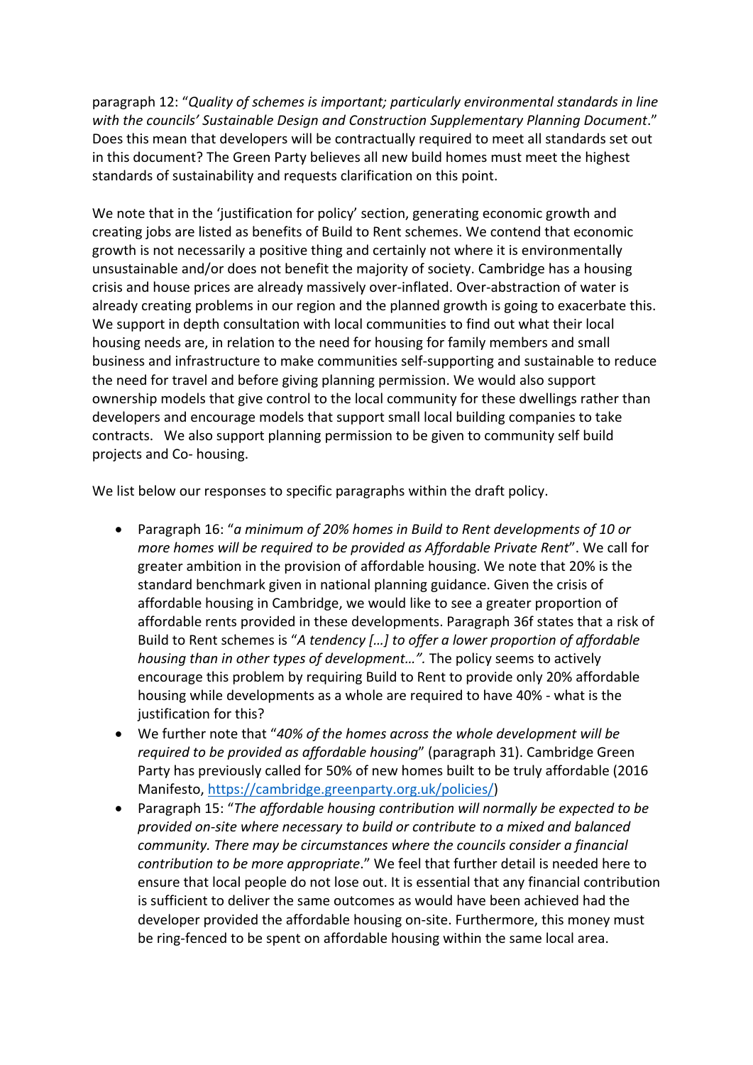paragraph 12: "*Quality of schemes is important; particularly environmental standards in line with the councils' Sustainable Design and Construction Supplementary Planning Document*." Does this mean that developers will be contractually required to meet all standards set out in this document? The Green Party believes all new build homes must meet the highest standards of sustainability and requests clarification on this point.

We note that in the 'justification for policy' section, generating economic growth and creating jobs are listed as benefits of Build to Rent schemes. We contend that economic growth is not necessarily a positive thing and certainly not where it is environmentally unsustainable and/or does not benefit the majority of society. Cambridge has a housing crisis and house prices are already massively over-inflated. Over-abstraction of water is already creating problems in our region and the planned growth is going to exacerbate this. We support in depth consultation with local communities to find out what their local housing needs are, in relation to the need for housing for family members and small business and infrastructure to make communities self-supporting and sustainable to reduce the need for travel and before giving planning permission. We would also support ownership models that give control to the local community for these dwellings rather than developers and encourage models that support small local building companies to take contracts. We also support planning permission to be given to community self build projects and Co- housing.

We list below our responses to specific paragraphs within the draft policy.

- Paragraph 16: "*a minimum of 20% homes in Build to Rent developments of 10 or more homes will be required to be provided as Affordable Private Rent*". We call for greater ambition in the provision of affordable housing. We note that 20% is the standard benchmark given in national planning guidance. Given the crisis of affordable housing in Cambridge, we would like to see a greater proportion of affordable rents provided in these developments. Paragraph 36f states that a risk of Build to Rent schemes is "*A tendency […] to offer a lower proportion of affordable housing than in other types of development…"*. The policy seems to actively encourage this problem by requiring Build to Rent to provide only 20% affordable housing while developments as a whole are required to have 40% - what is the justification for this?
- We further note that "*40% of the homes across the whole development will be required to be provided as affordable housing*" (paragraph 31). Cambridge Green Party has previously called for 50% of new homes built to be truly affordable (2016 Manifesto, https://cambridge.greenparty.org.uk/policies/)
- Paragraph 15: "*The affordable housing contribution will normally be expected to be provided on-site where necessary to build or contribute to a mixed and balanced community. There may be circumstances where the councils consider a financial contribution to be more appropriate*." We feel that further detail is needed here to ensure that local people do not lose out. It is essential that any financial contribution is sufficient to deliver the same outcomes as would have been achieved had the developer provided the affordable housing on-site. Furthermore, this money must be ring-fenced to be spent on affordable housing within the same local area.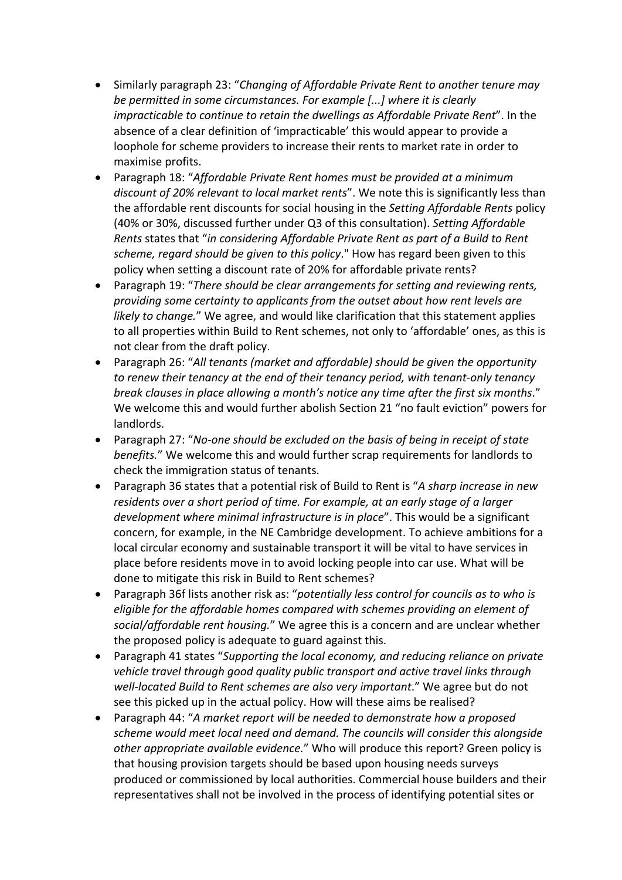- Similarly paragraph 23: "*Changing of Affordable Private Rent to another tenure may be permitted in some circumstances. For example [...] where it is clearly impracticable to continue to retain the dwellings as Affordable Private Rent*". In the absence of a clear definition of 'impracticable' this would appear to provide a loophole for scheme providers to increase their rents to market rate in order to maximise profits.
- Paragraph 18: "*Affordable Private Rent homes must be provided at a minimum discount of 20% relevant to local market rents*". We note this is significantly less than the affordable rent discounts for social housing in the *Setting Affordable Rents* policy (40% or 30%, discussed further under Q3 of this consultation). *Setting Affordable Rents* states that "*in considering Affordable Private Rent as part of a Build to Rent scheme, regard should be given to this policy*." How has regard been given to this policy when setting a discount rate of 20% for affordable private rents?
- Paragraph 19: "*There should be clear arrangements for setting and reviewing rents, providing some certainty to applicants from the outset about how rent levels are likely to change.*" We agree, and would like clarification that this statement applies to all properties within Build to Rent schemes, not only to 'affordable' ones, as this is not clear from the draft policy.
- Paragraph 26: "*All tenants (market and affordable) should be given the opportunity to renew their tenancy at the end of their tenancy period, with tenant-only tenancy break clauses in place allowing a month's notice any time after the first six months*." We welcome this and would further abolish Section 21 "no fault eviction" powers for landlords.
- Paragraph 27: "*No-one should be excluded on the basis of being in receipt of state benefits.*" We welcome this and would further scrap requirements for landlords to check the immigration status of tenants.
- Paragraph 36 states that a potential risk of Build to Rent is "*A sharp increase in new residents over a short period of time. For example, at an early stage of a larger development where minimal infrastructure is in place*". This would be a significant concern, for example, in the NE Cambridge development. To achieve ambitions for a local circular economy and sustainable transport it will be vital to have services in place before residents move in to avoid locking people into car use. What will be done to mitigate this risk in Build to Rent schemes?
- Paragraph 36f lists another risk as: "*potentially less control for councils as to who is eligible for the affordable homes compared with schemes providing an element of social/affordable rent housing.*" We agree this is a concern and are unclear whether the proposed policy is adequate to guard against this.
- Paragraph 41 states "*Supporting the local economy, and reducing reliance on private vehicle travel through good quality public transport and active travel links through well-located Build to Rent schemes are also very important*." We agree but do not see this picked up in the actual policy. How will these aims be realised?
- Paragraph 44: "*A market report will be needed to demonstrate how a proposed scheme would meet local need and demand. The councils will consider this alongside other appropriate available evidence.*" Who will produce this report? Green policy is that housing provision targets should be based upon housing needs surveys produced or commissioned by local authorities. Commercial house builders and their representatives shall not be involved in the process of identifying potential sites or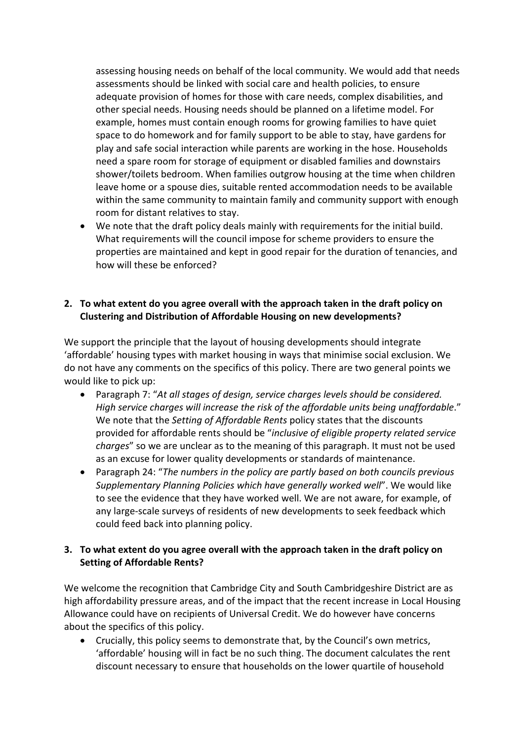assessing housing needs on behalf of the local community. We would add that needs assessments should be linked with social care and health policies, to ensure adequate provision of homes for those with care needs, complex disabilities, and other special needs. Housing needs should be planned on a lifetime model. For example, homes must contain enough rooms for growing families to have quiet space to do homework and for family support to be able to stay, have gardens for play and safe social interaction while parents are working in the hose. Households need a spare room for storage of equipment or disabled families and downstairs shower/toilets bedroom. When families outgrow housing at the time when children leave home or a spouse dies, suitable rented accommodation needs to be available within the same community to maintain family and community support with enough room for distant relatives to stay.

- We note that the draft policy deals mainly with requirements for the initial build. What requirements will the council impose for scheme providers to ensure the properties are maintained and kept in good repair for the duration of tenancies, and how will these be enforced?

**2. To what extent do you agree overall with the approach taken in the draft policy on Clustering and Distribution of Affordable Housing on new developments?**

We support the principle that the layout of housing developments should integrate 'affordable' housing types with market housing in ways that minimise social exclusion. We do not have any comments on the specifics of this policy. There are two general points we would like to pick up:

- Paragraph 7: "*At all stages of design, service charges levels should be considered. High service charges will increase the risk of the affordable units being unaffordable*." We note that the *Setting of Affordable Rents* policy states that the discounts provided for affordable rents should be "*inclusive of eligible property related service charges*" so we are unclear as to the meaning of this paragraph. It must not be used as an excuse for lower quality developments or standards of maintenance.
- Paragraph 24: "*The numbers in the policy are partly based on both councils previous Supplementary Planning Policies which have generally worked well*". We would like to see the evidence that they have worked well. We are not aware, for example, of any large-scale surveys of residents of new developments to seek feedback which could feed back into planning policy.

**3. To what extent do you agree overall with the approach taken in the draft policy on Setting of Affordable Rents?**

We welcome the recognition that Cambridge City and South Cambridgeshire District are as high affordability pressure areas, and of the impact that the recent increase in Local Housing Allowance could have on recipients of Universal Credit. We do however have concerns about the specifics of this policy.

- Crucially, this policy seems to demonstrate that, by the Council's own metrics, 'affordable' housing will in fact be no such thing. The document calculates the rent discount necessary to ensure that households on the lower quartile of household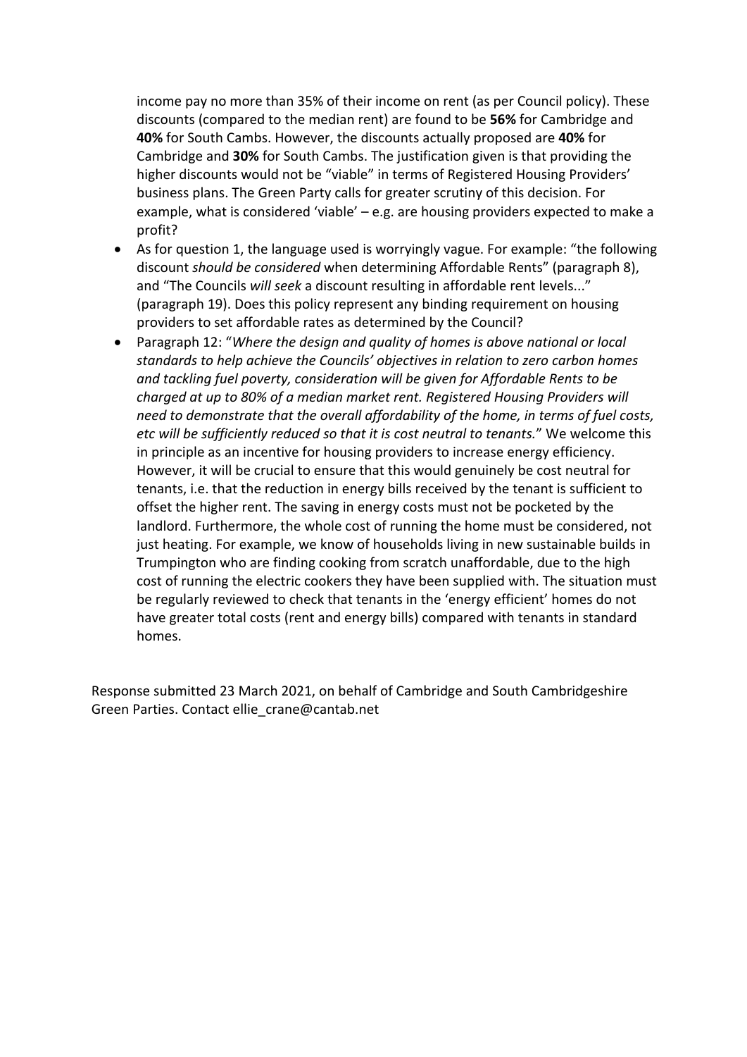income pay no more than 35% of their income on rent (as per Council policy). These discounts (compared to the median rent) are found to be **56%** for Cambridge and **40%** for South Cambs. However, the discounts actually proposed are **40%** for Cambridge and **30%** for South Cambs. The justification given is that providing the higher discounts would not be "viable" in terms of Registered Housing Providers' business plans. The Green Party calls for greater scrutiny of this decision. For example, what is considered 'viable' – e.g. are housing providers expected to make a profit?

- As for question 1, the language used is worryingly vague. For example: "the following discount *should be considered* when determining Affordable Rents" (paragraph 8), and "The Councils *will seek* a discount resulting in affordable rent levels..." (paragraph 19). Does this policy represent any binding requirement on housing providers to set affordable rates as determined by the Council?
- Paragraph 12: "*Where the design and quality of homes is above national or local standards to help achieve the Councils' objectives in relation to zero carbon homes and tackling fuel poverty, consideration will be given for Affordable Rents to be charged at up to 80% of a median market rent. Registered Housing Providers will need to demonstrate that the overall affordability of the home, in terms of fuel costs, etc will be sufficiently reduced so that it is cost neutral to tenants.*" We welcome this in principle as an incentive for housing providers to increase energy efficiency. However, it will be crucial to ensure that this would genuinely be cost neutral for tenants, i.e. that the reduction in energy bills received by the tenant is sufficient to offset the higher rent. The saving in energy costs must not be pocketed by the landlord. Furthermore, the whole cost of running the home must be considered, not just heating. For example, we know of households living in new sustainable builds in Trumpington who are finding cooking from scratch unaffordable, due to the high cost of running the electric cookers they have been supplied with. The situation must be regularly reviewed to check that tenants in the 'energy efficient' homes do not have greater total costs (rent and energy bills) compared with tenants in standard homes.

Response submitted 23 March 2021, on behalf of Cambridge and South Cambridgeshire Green Parties. Contact ellie_crane@cantab.net